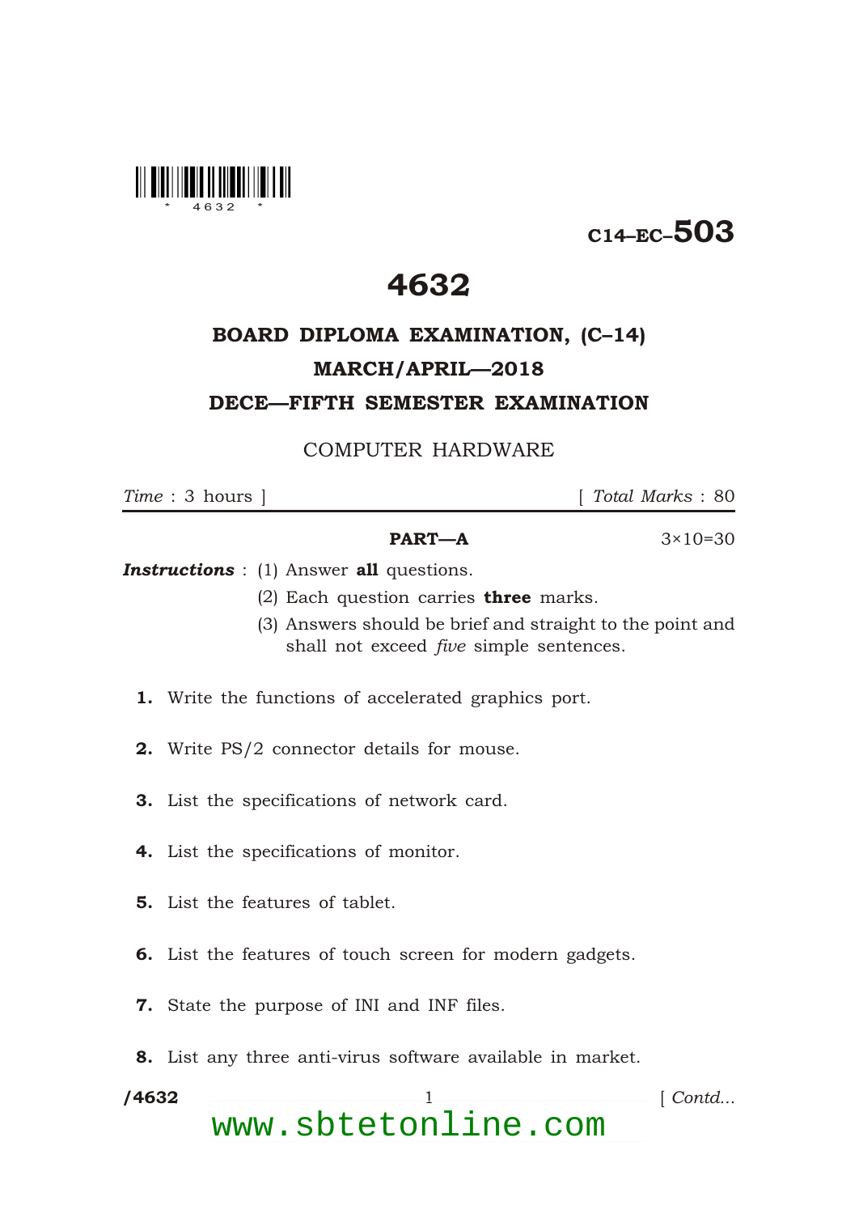**C14–EC–503**

# 4632

## BOARD DIPLOMA EXAMINATION, (C–14)

## MARCH/APRIL—2018

## DECE—FIFTH SEMESTER EXAMINATION

### COMPUTER HARDWARE

*Time* : 3 hours ] [ *Total Marks* : 80

---

**PART—A** 3×10=30

***Instructions*** : (1) Answer **all** questions.

(2) Each question carries **three** marks.

(3) Answers should be brief and straight to the point and shall not exceed *five* simple sentences.

**1.** Write the functions of accelerated graphics port.

**2.** Write PS/2 connector details for mouse.

**3.** List the specifications of network card.

**4.** List the specifications of monitor.

**5.** List the features of tablet.

**6.** List the features of touch screen for modern gadgets.

**7.** State the purpose of INI and INF files.

**8.** List any three anti-virus software available in market.

[ *Contd...*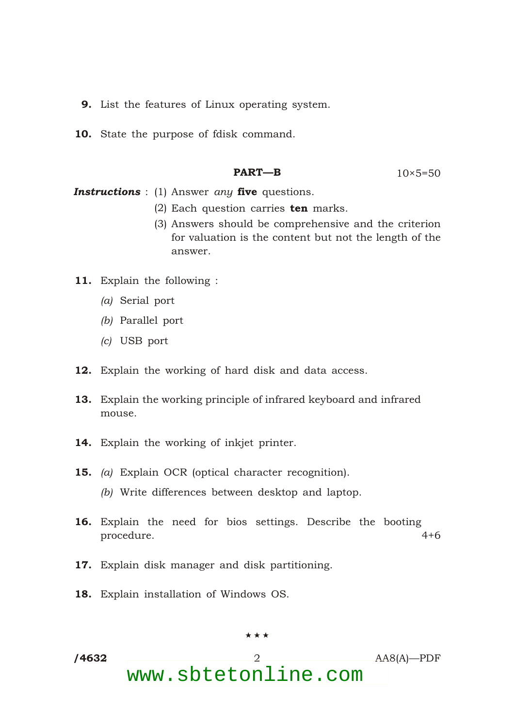**9.** List the features of Linux operating system.

**10.** State the purpose of fdisk command.

## PART—B

10×5=50

***Instructions*** : (1) Answer *any* **five** questions.

(2) Each question carries **ten** marks.

(3) Answers should be comprehensive and the criterion for valuation is the content but not the length of the answer.

**11.** Explain the following :

*(a)* Serial port

*(b)* Parallel port

*(c)* USB port

**12.** Explain the working of hard disk and data access.

**13.** Explain the working principle of infrared keyboard and infrared mouse.

**14.** Explain the working of inkjet printer.

**15.** *(a)* Explain OCR (optical character recognition).

*(b)* Write differences between desktop and laptop.

**16.** Explain the need for bios settings. Describe the booting procedure. 4+6

**17.** Explain disk manager and disk partitioning.

**18.** Explain installation of Windows OS.

★ ★ ★

/4632 AA8(A)—PDF

www.sbtetonline.com